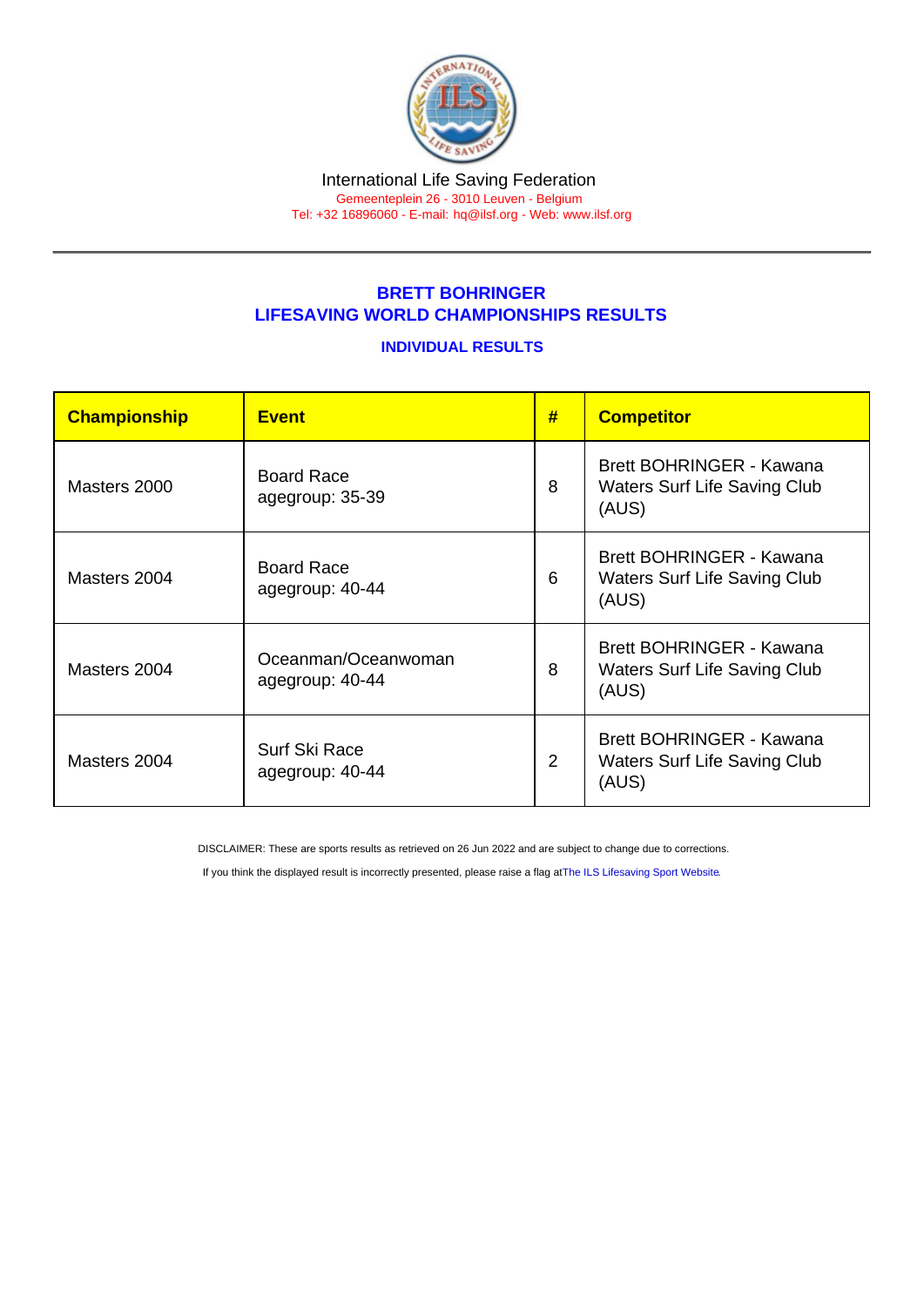International Life Saving Federation
Gemeenteplein 26 - 3010 Leuven - Belgium
Tel: +32 16896060 - E-mail: hq@ilsf.org - Web: www.ilsf.org

## BRETT BOHRINGER
## LIFESAVING WORLD CHAMPIONSHIPS RESULTS

### INDIVIDUAL RESULTS

| Championship | Event | # | Competitor |
| --- | --- | --- | --- |
| Masters 2000 | Board Race agegroup: 35-39 | 8 | Brett BOHRINGER - Kawana Waters Surf Life Saving Club (AUS) |
| Masters 2004 | Board Race agegroup: 40-44 | 6 | Brett BOHRINGER - Kawana Waters Surf Life Saving Club (AUS) |
| Masters 2004 | Oceanman/Oceanwoman agegroup: 40-44 | 8 | Brett BOHRINGER - Kawana Waters Surf Life Saving Club (AUS) |
| Masters 2004 | Surf Ski Race agegroup: 40-44 | 2 | Brett BOHRINGER - Kawana Waters Surf Life Saving Club (AUS) |

DISCLAIMER: These are sports results as retrieved on 26 Jun 2022 and are subject to change due to corrections.

If you think the displayed result is incorrectly presented, please raise a flag at The ILS Lifesaving Sport Website.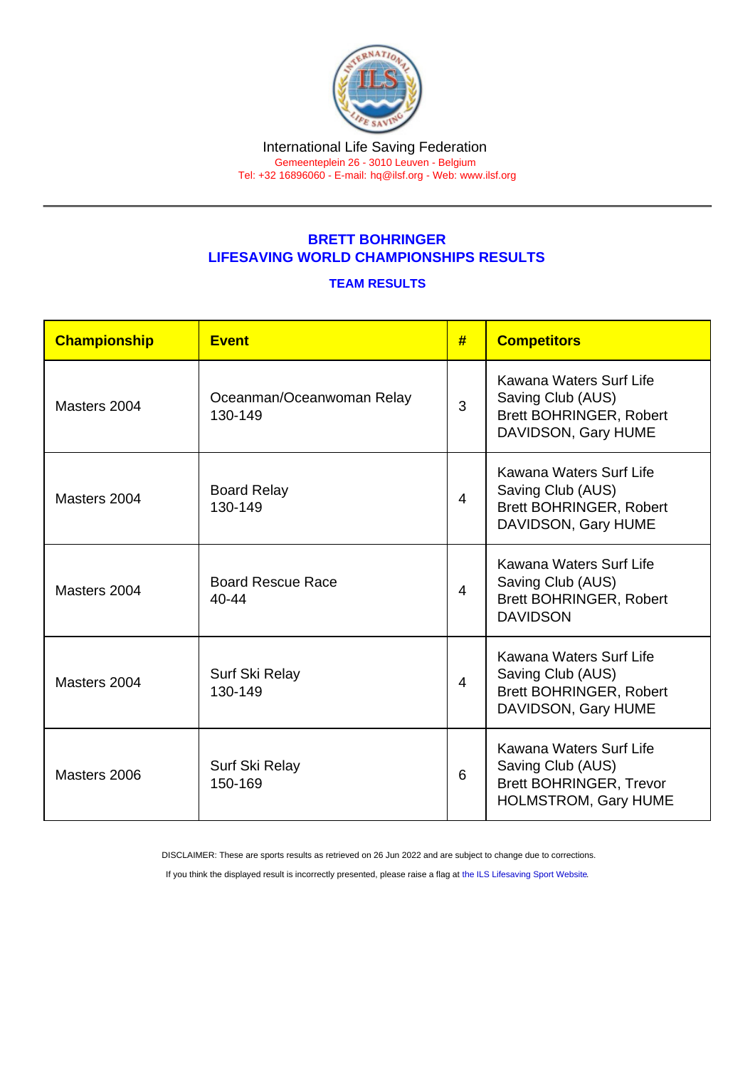International Life Saving Federation
Gemeenteplein 26 - 3010 Leuven - Belgium
Tel: +32 16896060 - E-mail: hq@ilsf.org - Web: www.ilsf.org

## BRETT BOHRINGER
## LIFESAVING WORLD CHAMPIONSHIPS RESULTS

### TEAM RESULTS

| Championship | Event | # | Competitors |
|---|---|---|---|
| Masters 2004 | Oceanman/Oceanwoman Relay 130-149 | 3 | Kawana Waters Surf Life Saving Club (AUS) Brett BOHRINGER, Robert DAVIDSON, Gary HUME |
| Masters 2004 | Board Relay 130-149 | 4 | Kawana Waters Surf Life Saving Club (AUS) Brett BOHRINGER, Robert DAVIDSON, Gary HUME |
| Masters 2004 | Board Rescue Race 40-44 | 4 | Kawana Waters Surf Life Saving Club (AUS) Brett BOHRINGER, Robert DAVIDSON |
| Masters 2004 | Surf Ski Relay 130-149 | 4 | Kawana Waters Surf Life Saving Club (AUS) Brett BOHRINGER, Robert DAVIDSON, Gary HUME |
| Masters 2006 | Surf Ski Relay 150-169 | 6 | Kawana Waters Surf Life Saving Club (AUS) Brett BOHRINGER, Trevor HOLMSTROM, Gary HUME |

DISCLAIMER: These are sports results as retrieved on 26 Jun 2022 and are subject to change due to corrections.

If you think the displayed result is incorrectly presented, please raise a flag at the ILS Lifesaving Sport Website.